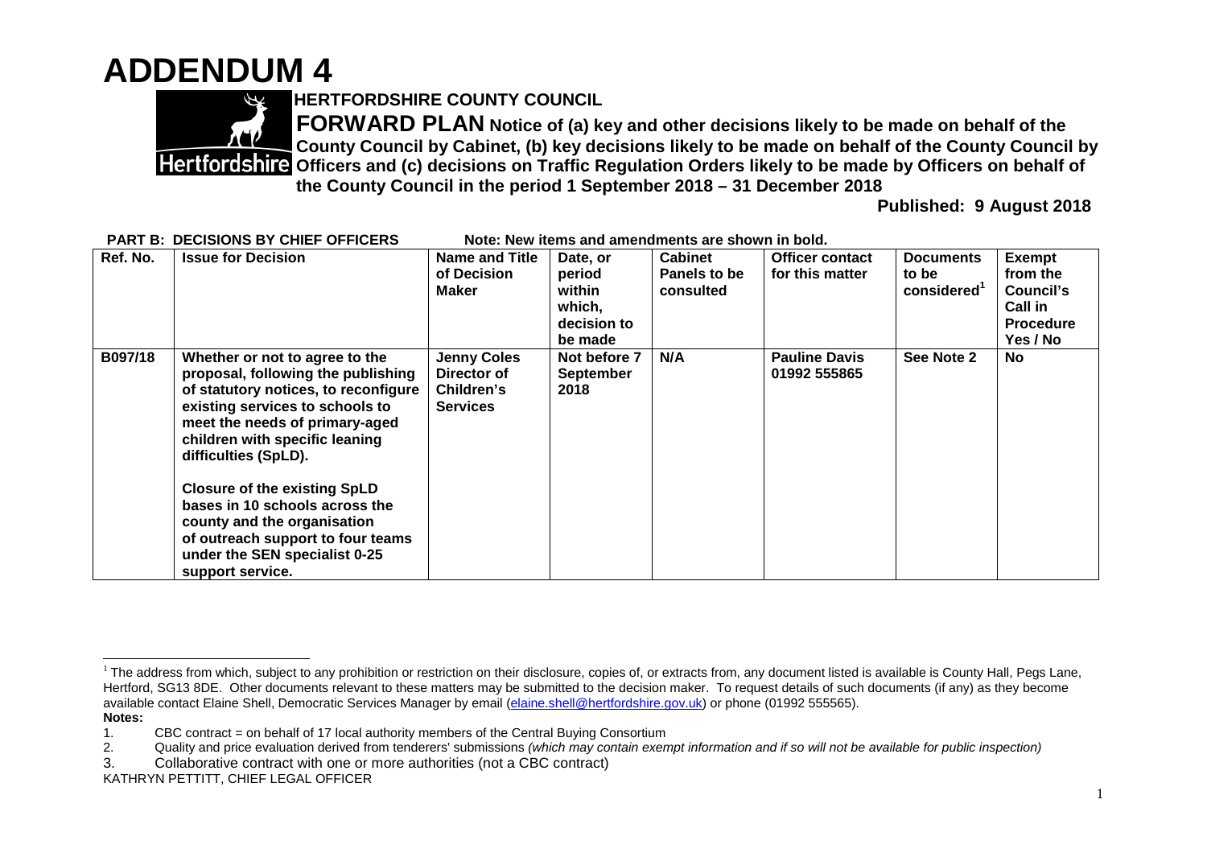# ADDENDUM 4

**HERTFORDSHIRE COUNTY COUNCIL**

**FORWARD PLAN Notice of (a) key and other decisions likely to be made on behalf of the County Council by Cabinet, (b) key decisions likely to be made on behalf of the County Council by Officers and (c) decisions on Traffic Regulation Orders likely to be made by Officers on behalf of the County Council in the period 1 September 2018 – 31 December 2018**

**Published: 9 August 2018**

**PART B: DECISIONS BY CHIEF OFFICERS** **Note: New items and amendments are shown in bold.**

| Ref. No. | Issue for Decision | Name and Title of Decision Maker | Date, or period within which, decision to be made | Cabinet Panels to be consulted | Officer contact for this matter | Documents to be considered[1] | Exempt from the Council's Call in Procedure Yes / No |
|---|---|---|---|---|---|---|---|
| **B097/18** | **Whether or not to agree to the proposal, following the publishing of statutory notices, to reconfigure existing services to schools to meet the needs of primary-aged children with specific leaning difficulties (SpLD).**<br><br>**Closure of the existing SpLD bases in 10 schools across the county and the organisation of outreach support to four teams under the SEN specialist 0-25 support service.** | **Jenny Coles Director of Children's Services** | **Not before 7 September 2018** | **N/A** | **Pauline Davis 01992 555865** | **See Note 2** | **No** |

[1] The address from which, subject to any prohibition or restriction on their disclosure, copies of, or extracts from, any document listed is available is County Hall, Pegs Lane, Hertford, SG13 8DE. Other documents relevant to these matters may be submitted to the decision maker. To request details of such documents (if any) as they become available contact Elaine Shell, Democratic Services Manager by email (elaine.shell@hertfordshire.gov.uk) or phone (01992 555565).

**Notes:**

1. CBC contract = on behalf of 17 local authority members of the Central Buying Consortium
2. Quality and price evaluation derived from tenderers' submissions *(which may contain exempt information and if so will not be available for public inspection)*
3. Collaborative contract with one or more authorities (not a CBC contract)

KATHRYN PETTITT, CHIEF LEGAL OFFICER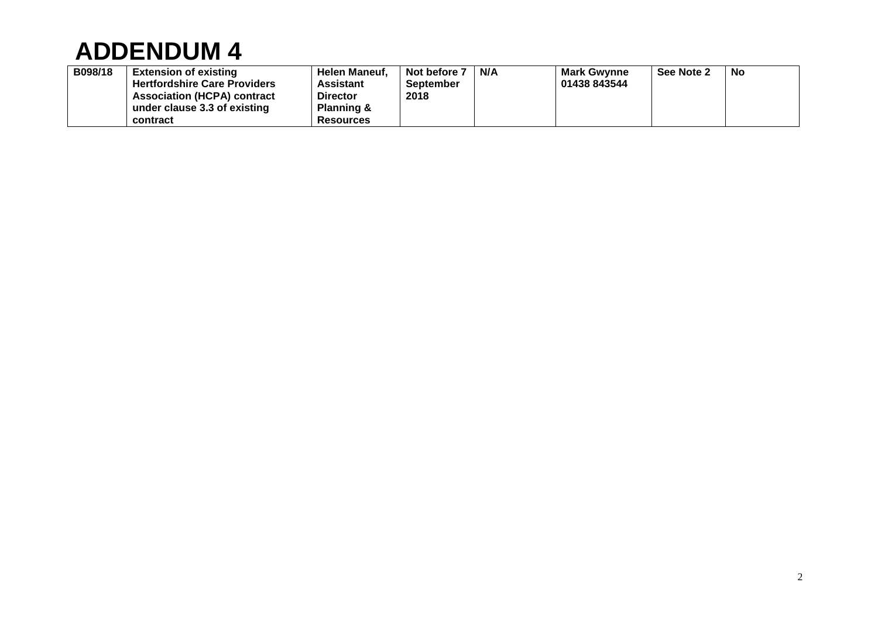# ADDENDUM 4

| | | | | | | | |
|---|---|---|---|---|---|---|---|
| **B098/18** | **Extension of existing Hertfordshire Care Providers Association (HCPA) contract under clause 3.3 of existing contract** | **Helen Maneuf, Assistant Director Planning & Resources** | **Not before 7 September 2018** | **N/A** | **Mark Gwynne 01438 843544** | **See Note 2** | **No** |